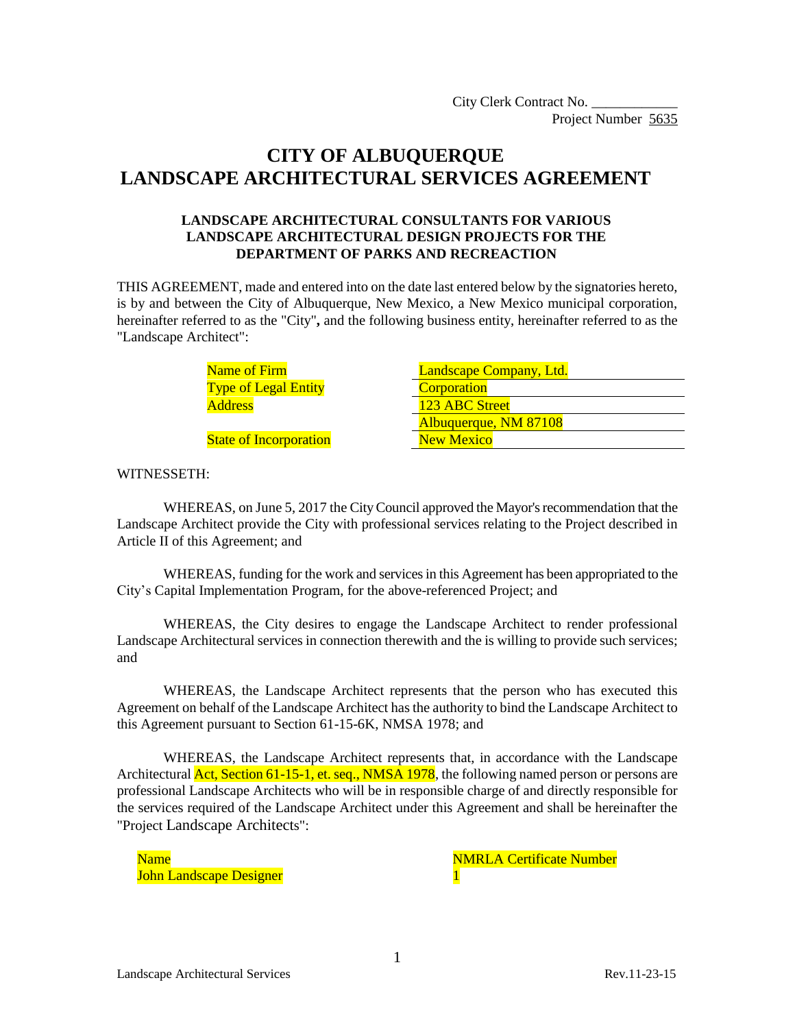City Clerk Contract No. ____________

Project Number 5635

# CITY OF ALBUQUERQUE
# LANDSCAPE ARCHITECTURAL SERVICES AGREEMENT

### LANDSCAPE ARCHITECTURAL CONSULTANTS FOR VARIOUS LANDSCAPE ARCHITECTURAL DESIGN PROJECTS FOR THE DEPARTMENT OF PARKS AND RECREACTION

THIS AGREEMENT, made and entered into on the date last entered below by the signatories hereto, is by and between the City of Albuquerque, New Mexico, a New Mexico municipal corporation, hereinafter referred to as the "City"**,** and the following business entity, hereinafter referred to as the "Landscape Architect":

| | |
|---|---|
| Name of Firm | Landscape Company, Ltd. |
| Type of Legal Entity | Corporation |
| Address | 123 ABC Street |
| | Albuquerque, NM 87108 |
| State of Incorporation | New Mexico |

WITNESSETH:

WHEREAS, on June 5, 2017 the City Council approved the Mayor's recommendation that the Landscape Architect provide the City with professional services relating to the Project described in Article II of this Agreement; and

WHEREAS, funding for the work and services in this Agreement has been appropriated to the City's Capital Implementation Program, for the above-referenced Project; and

WHEREAS, the City desires to engage the Landscape Architect to render professional Landscape Architectural services in connection therewith and the is willing to provide such services; and

WHEREAS, the Landscape Architect represents that the person who has executed this Agreement on behalf of the Landscape Architect has the authority to bind the Landscape Architect to this Agreement pursuant to Section 61-15-6K, NMSA 1978; and

WHEREAS, the Landscape Architect represents that, in accordance with the Landscape Architectural Act, Section 61-15-1, et. seq., NMSA 1978, the following named person or persons are professional Landscape Architects who will be in responsible charge of and directly responsible for the services required of the Landscape Architect under this Agreement and shall be hereinafter the "Project Landscape Architects":

| Name | NMRLA Certificate Number |
|---|---|
| John Landscape Designer | 1 |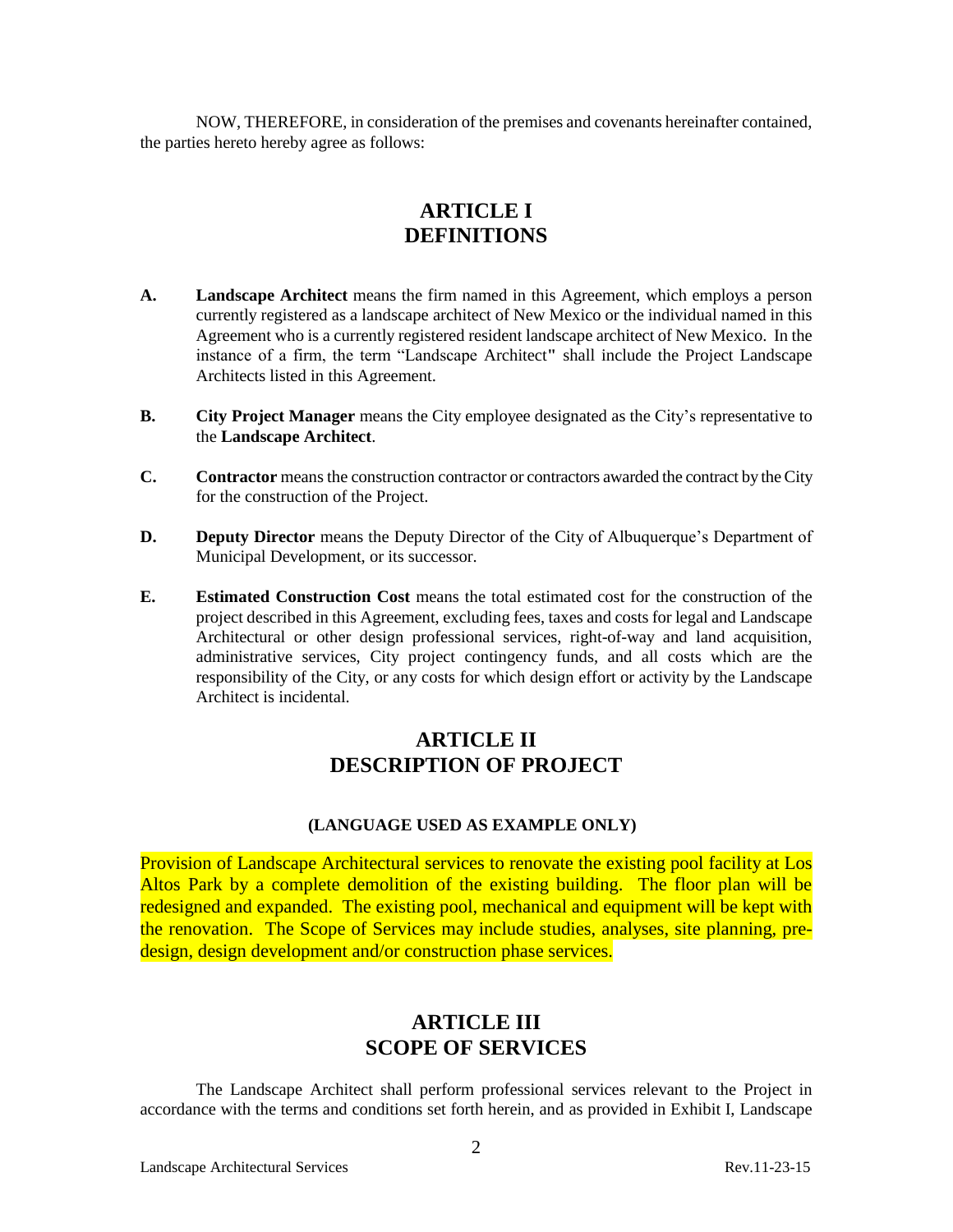NOW, THEREFORE, in consideration of the premises and covenants hereinafter contained, the parties hereto hereby agree as follows:

## ARTICLE I
## DEFINITIONS

**A.** **Landscape Architect** means the firm named in this Agreement, which employs a person currently registered as a landscape architect of New Mexico or the individual named in this Agreement who is a currently registered resident landscape architect of New Mexico. In the instance of a firm, the term "Landscape Architect" shall include the Project Landscape Architects listed in this Agreement.

**B.** **City Project Manager** means the City employee designated as the City's representative to the **Landscape Architect**.

**C.** **Contractor** means the construction contractor or contractors awarded the contract by the City for the construction of the Project.

**D.** **Deputy Director** means the Deputy Director of the City of Albuquerque's Department of Municipal Development, or its successor.

**E.** **Estimated Construction Cost** means the total estimated cost for the construction of the project described in this Agreement, excluding fees, taxes and costs for legal and Landscape Architectural or other design professional services, right-of-way and land acquisition, administrative services, City project contingency funds, and all costs which are the responsibility of the City, or any costs for which design effort or activity by the Landscape Architect is incidental.

## ARTICLE II
## DESCRIPTION OF PROJECT

**(LANGUAGE USED AS EXAMPLE ONLY)**

Provision of Landscape Architectural services to renovate the existing pool facility at Los Altos Park by a complete demolition of the existing building. The floor plan will be redesigned and expanded. The existing pool, mechanical and equipment will be kept with the renovation. The Scope of Services may include studies, analyses, site planning, pre-design, design development and/or construction phase services.

## ARTICLE III
## SCOPE OF SERVICES

The Landscape Architect shall perform professional services relevant to the Project in accordance with the terms and conditions set forth herein, and as provided in Exhibit I, Landscape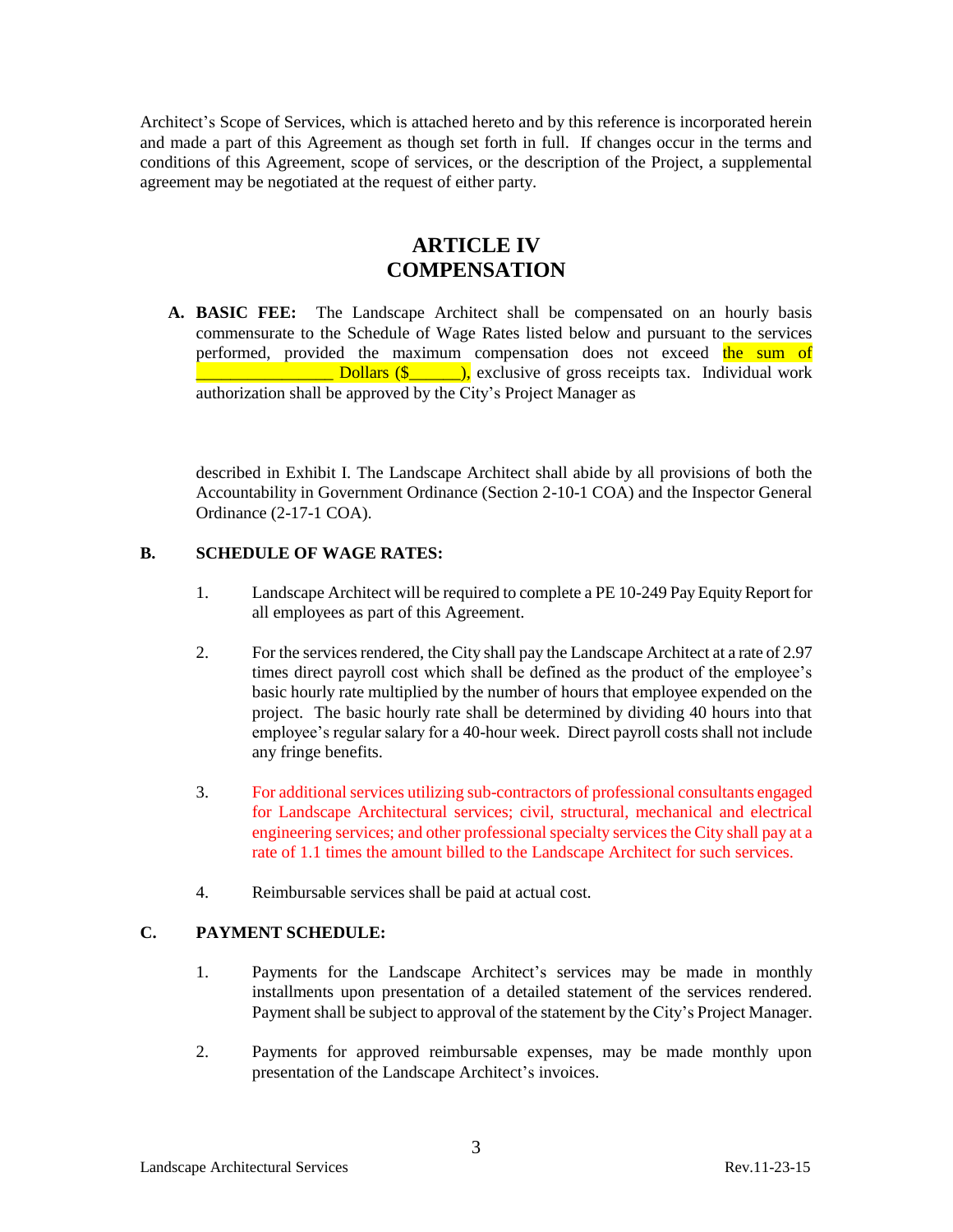Architect's Scope of Services, which is attached hereto and by this reference is incorporated herein and made a part of this Agreement as though set forth in full. If changes occur in the terms and conditions of this Agreement, scope of services, or the description of the Project, a supplemental agreement may be negotiated at the request of either party.

## ARTICLE IV
## COMPENSATION

**A. BASIC FEE:** The Landscape Architect shall be compensated on an hourly basis commensurate to the Schedule of Wage Rates listed below and pursuant to the services performed, provided the maximum compensation does not exceed the sum of ________________ Dollars ($______), exclusive of gross receipts tax. Individual work authorization shall be approved by the City's Project Manager as

described in Exhibit I. The Landscape Architect shall abide by all provisions of both the Accountability in Government Ordinance (Section 2-10-1 COA) and the Inspector General Ordinance (2-17-1 COA).

**B. SCHEDULE OF WAGE RATES:**

1. Landscape Architect will be required to complete a PE 10-249 Pay Equity Report for all employees as part of this Agreement.

2. For the services rendered, the City shall pay the Landscape Architect at a rate of 2.97 times direct payroll cost which shall be defined as the product of the employee's basic hourly rate multiplied by the number of hours that employee expended on the project. The basic hourly rate shall be determined by dividing 40 hours into that employee's regular salary for a 40-hour week. Direct payroll costs shall not include any fringe benefits.

3. For additional services utilizing sub-contractors of professional consultants engaged for Landscape Architectural services; civil, structural, mechanical and electrical engineering services; and other professional specialty services the City shall pay at a rate of 1.1 times the amount billed to the Landscape Architect for such services.

4. Reimbursable services shall be paid at actual cost.

**C. PAYMENT SCHEDULE:**

1. Payments for the Landscape Architect's services may be made in monthly installments upon presentation of a detailed statement of the services rendered. Payment shall be subject to approval of the statement by the City's Project Manager.

2. Payments for approved reimbursable expenses, may be made monthly upon presentation of the Landscape Architect's invoices.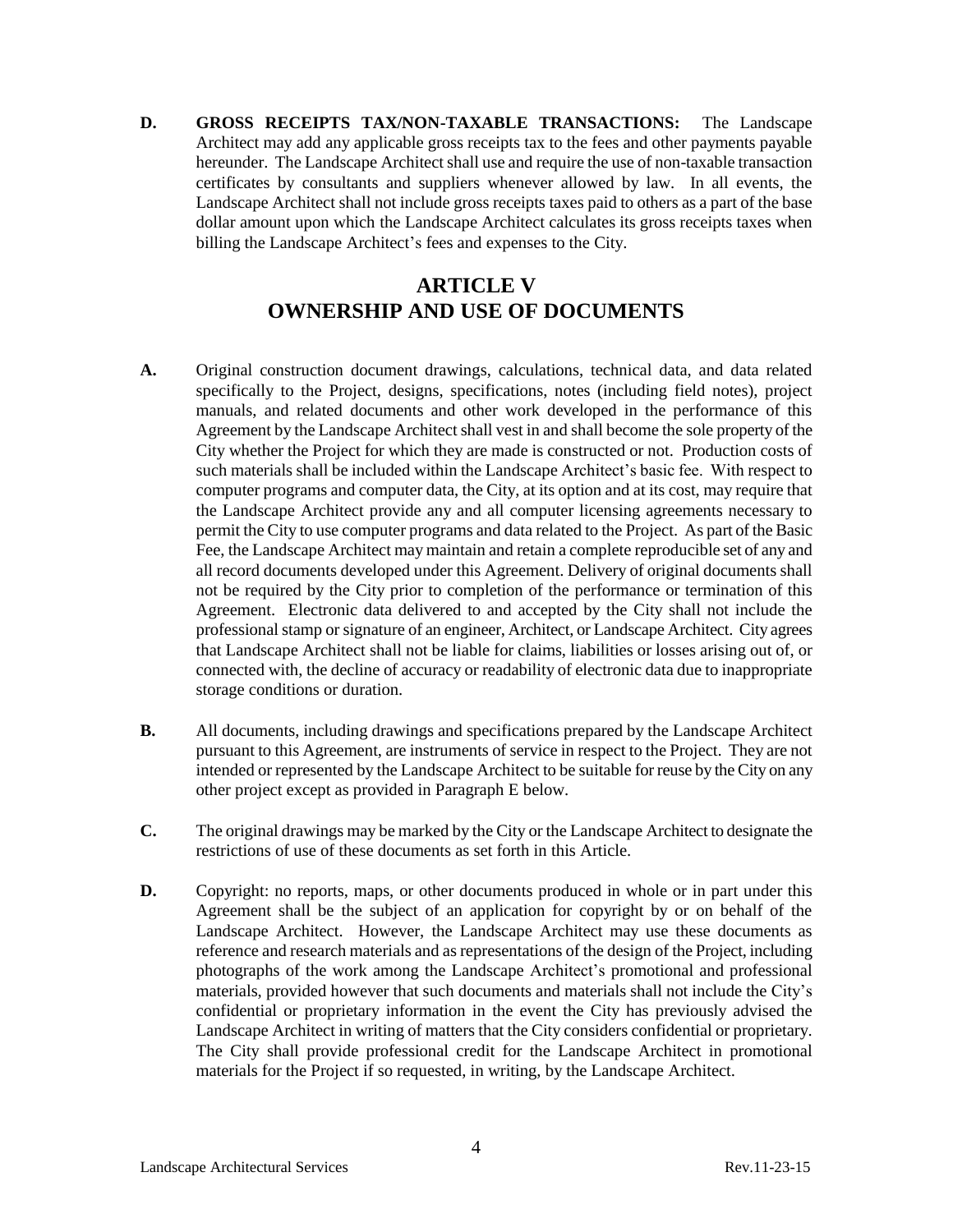**D. GROSS RECEIPTS TAX/NON-TAXABLE TRANSACTIONS:** The Landscape Architect may add any applicable gross receipts tax to the fees and other payments payable hereunder. The Landscape Architect shall use and require the use of non-taxable transaction certificates by consultants and suppliers whenever allowed by law. In all events, the Landscape Architect shall not include gross receipts taxes paid to others as a part of the base dollar amount upon which the Landscape Architect calculates its gross receipts taxes when billing the Landscape Architect's fees and expenses to the City.

# ARTICLE V
# OWNERSHIP AND USE OF DOCUMENTS

**A.** Original construction document drawings, calculations, technical data, and data related specifically to the Project, designs, specifications, notes (including field notes), project manuals, and related documents and other work developed in the performance of this Agreement by the Landscape Architect shall vest in and shall become the sole property of the City whether the Project for which they are made is constructed or not. Production costs of such materials shall be included within the Landscape Architect's basic fee. With respect to computer programs and computer data, the City, at its option and at its cost, may require that the Landscape Architect provide any and all computer licensing agreements necessary to permit the City to use computer programs and data related to the Project. As part of the Basic Fee, the Landscape Architect may maintain and retain a complete reproducible set of any and all record documents developed under this Agreement. Delivery of original documents shall not be required by the City prior to completion of the performance or termination of this Agreement. Electronic data delivered to and accepted by the City shall not include the professional stamp or signature of an engineer, Architect, or Landscape Architect. City agrees that Landscape Architect shall not be liable for claims, liabilities or losses arising out of, or connected with, the decline of accuracy or readability of electronic data due to inappropriate storage conditions or duration.

**B.** All documents, including drawings and specifications prepared by the Landscape Architect pursuant to this Agreement, are instruments of service in respect to the Project. They are not intended or represented by the Landscape Architect to be suitable for reuse by the City on any other project except as provided in Paragraph E below.

**C.** The original drawings may be marked by the City or the Landscape Architect to designate the restrictions of use of these documents as set forth in this Article.

**D.** Copyright: no reports, maps, or other documents produced in whole or in part under this Agreement shall be the subject of an application for copyright by or on behalf of the Landscape Architect. However, the Landscape Architect may use these documents as reference and research materials and as representations of the design of the Project, including photographs of the work among the Landscape Architect's promotional and professional materials, provided however that such documents and materials shall not include the City's confidential or proprietary information in the event the City has previously advised the Landscape Architect in writing of matters that the City considers confidential or proprietary. The City shall provide professional credit for the Landscape Architect in promotional materials for the Project if so requested, in writing, by the Landscape Architect.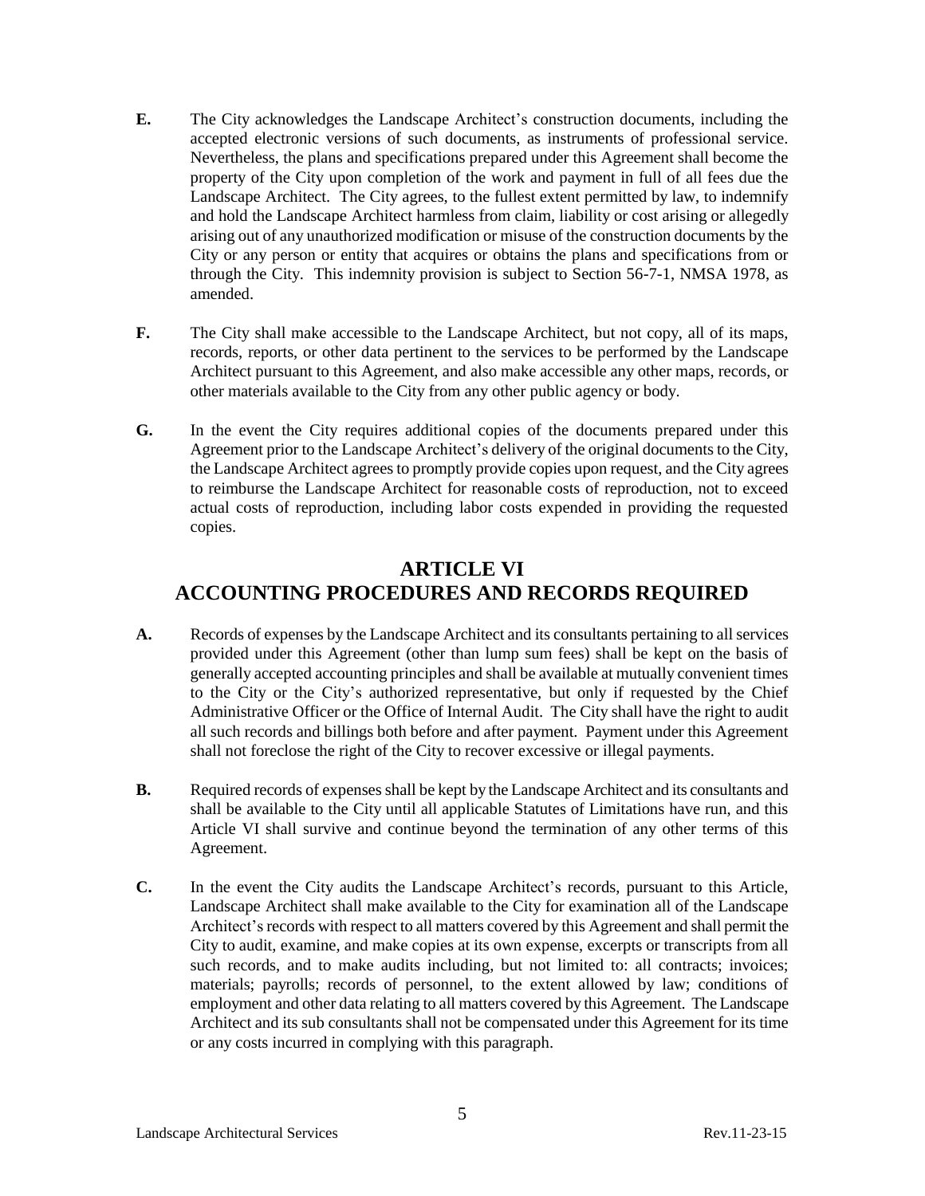**E.** The City acknowledges the Landscape Architect's construction documents, including the accepted electronic versions of such documents, as instruments of professional service. Nevertheless, the plans and specifications prepared under this Agreement shall become the property of the City upon completion of the work and payment in full of all fees due the Landscape Architect. The City agrees, to the fullest extent permitted by law, to indemnify and hold the Landscape Architect harmless from claim, liability or cost arising or allegedly arising out of any unauthorized modification or misuse of the construction documents by the City or any person or entity that acquires or obtains the plans and specifications from or through the City. This indemnity provision is subject to Section 56-7-1, NMSA 1978, as amended.

**F.** The City shall make accessible to the Landscape Architect, but not copy, all of its maps, records, reports, or other data pertinent to the services to be performed by the Landscape Architect pursuant to this Agreement, and also make accessible any other maps, records, or other materials available to the City from any other public agency or body.

**G.** In the event the City requires additional copies of the documents prepared under this Agreement prior to the Landscape Architect's delivery of the original documents to the City, the Landscape Architect agrees to promptly provide copies upon request, and the City agrees to reimburse the Landscape Architect for reasonable costs of reproduction, not to exceed actual costs of reproduction, including labor costs expended in providing the requested copies.

# ARTICLE VI
# ACCOUNTING PROCEDURES AND RECORDS REQUIRED

**A.** Records of expenses by the Landscape Architect and its consultants pertaining to all services provided under this Agreement (other than lump sum fees) shall be kept on the basis of generally accepted accounting principles and shall be available at mutually convenient times to the City or the City's authorized representative, but only if requested by the Chief Administrative Officer or the Office of Internal Audit. The City shall have the right to audit all such records and billings both before and after payment. Payment under this Agreement shall not foreclose the right of the City to recover excessive or illegal payments.

**B.** Required records of expenses shall be kept by the Landscape Architect and its consultants and shall be available to the City until all applicable Statutes of Limitations have run, and this Article VI shall survive and continue beyond the termination of any other terms of this Agreement.

**C.** In the event the City audits the Landscape Architect's records, pursuant to this Article, Landscape Architect shall make available to the City for examination all of the Landscape Architect's records with respect to all matters covered by this Agreement and shall permit the City to audit, examine, and make copies at its own expense, excerpts or transcripts from all such records, and to make audits including, but not limited to: all contracts; invoices; materials; payrolls; records of personnel, to the extent allowed by law; conditions of employment and other data relating to all matters covered by this Agreement. The Landscape Architect and its sub consultants shall not be compensated under this Agreement for its time or any costs incurred in complying with this paragraph.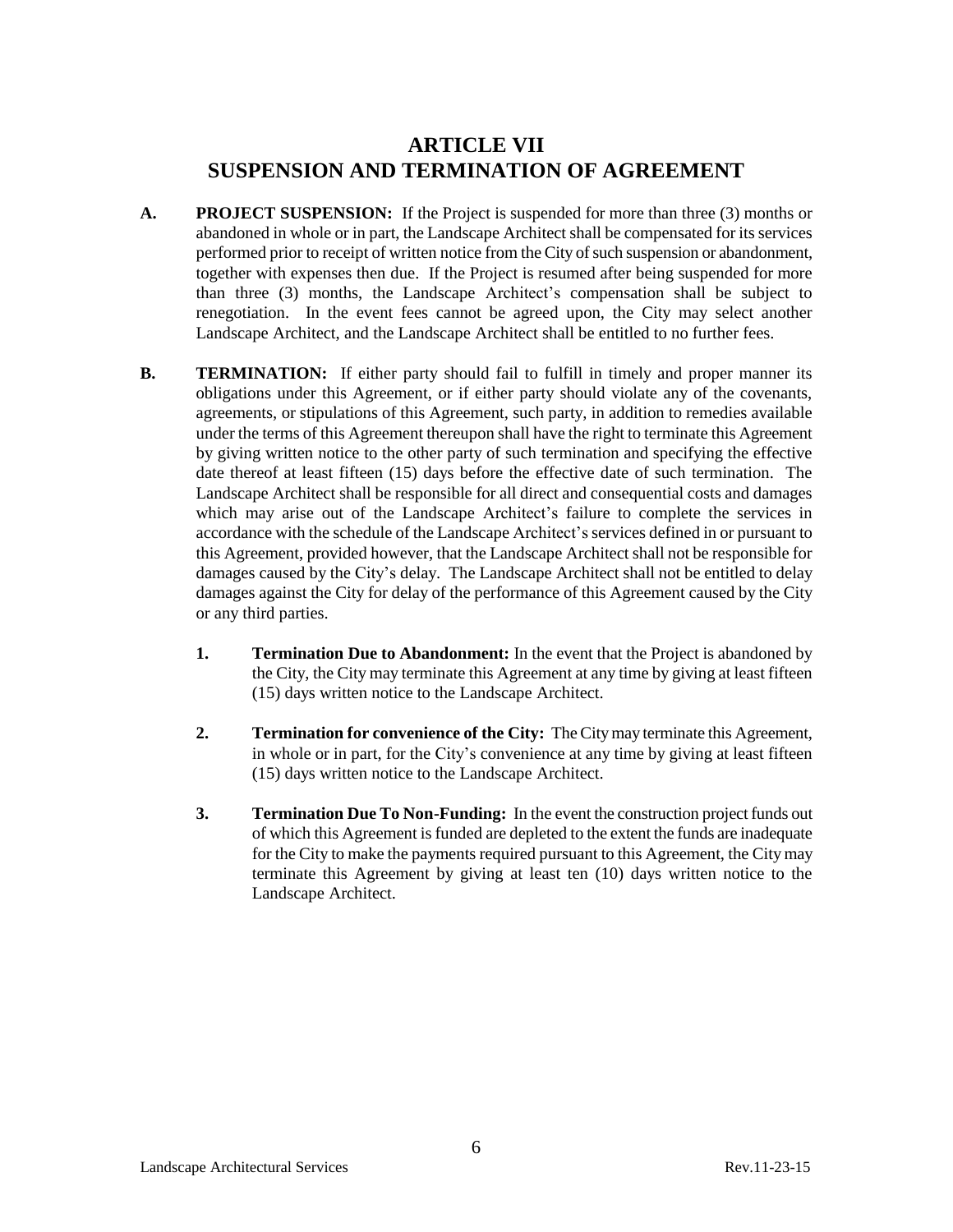# ARTICLE VII
# SUSPENSION AND TERMINATION OF AGREEMENT

**A. PROJECT SUSPENSION:** If the Project is suspended for more than three (3) months or abandoned in whole or in part, the Landscape Architect shall be compensated for its services performed prior to receipt of written notice from the City of such suspension or abandonment, together with expenses then due. If the Project is resumed after being suspended for more than three (3) months, the Landscape Architect's compensation shall be subject to renegotiation. In the event fees cannot be agreed upon, the City may select another Landscape Architect, and the Landscape Architect shall be entitled to no further fees.

**B. TERMINATION:** If either party should fail to fulfill in timely and proper manner its obligations under this Agreement, or if either party should violate any of the covenants, agreements, or stipulations of this Agreement, such party, in addition to remedies available under the terms of this Agreement thereupon shall have the right to terminate this Agreement by giving written notice to the other party of such termination and specifying the effective date thereof at least fifteen (15) days before the effective date of such termination. The Landscape Architect shall be responsible for all direct and consequential costs and damages which may arise out of the Landscape Architect's failure to complete the services in accordance with the schedule of the Landscape Architect's services defined in or pursuant to this Agreement, provided however, that the Landscape Architect shall not be responsible for damages caused by the City's delay. The Landscape Architect shall not be entitled to delay damages against the City for delay of the performance of this Agreement caused by the City or any third parties.

1. **Termination Due to Abandonment:** In the event that the Project is abandoned by the City, the City may terminate this Agreement at any time by giving at least fifteen (15) days written notice to the Landscape Architect.

2. **Termination for convenience of the City:** The City may terminate this Agreement, in whole or in part, for the City's convenience at any time by giving at least fifteen (15) days written notice to the Landscape Architect.

3. **Termination Due To Non-Funding:** In the event the construction project funds out of which this Agreement is funded are depleted to the extent the funds are inadequate for the City to make the payments required pursuant to this Agreement, the City may terminate this Agreement by giving at least ten (10) days written notice to the Landscape Architect.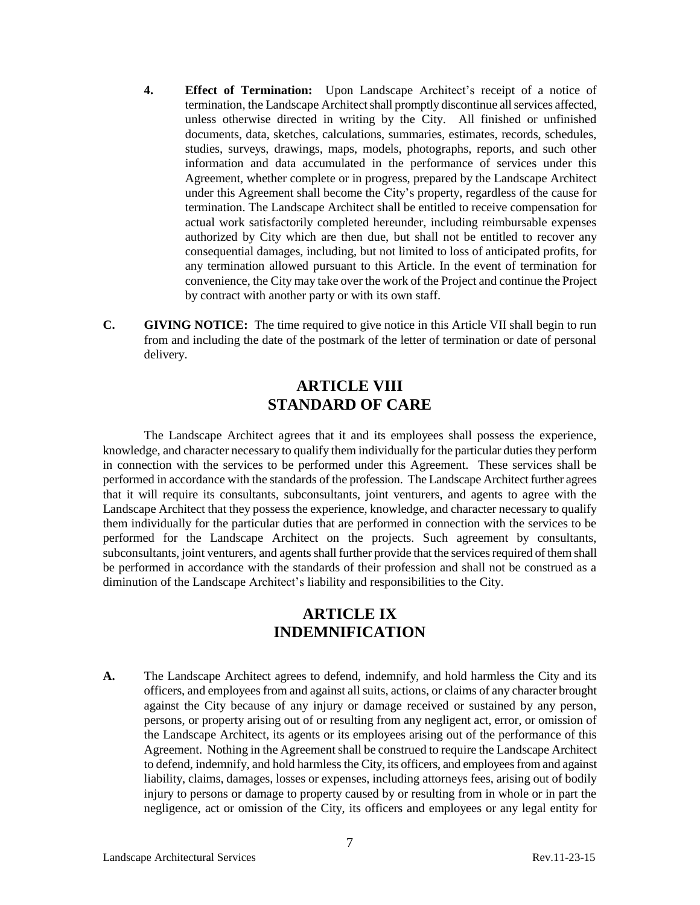4. **Effect of Termination:** Upon Landscape Architect's receipt of a notice of termination, the Landscape Architect shall promptly discontinue all services affected, unless otherwise directed in writing by the City. All finished or unfinished documents, data, sketches, calculations, summaries, estimates, records, schedules, studies, surveys, drawings, maps, models, photographs, reports, and such other information and data accumulated in the performance of services under this Agreement, whether complete or in progress, prepared by the Landscape Architect under this Agreement shall become the City's property, regardless of the cause for termination. The Landscape Architect shall be entitled to receive compensation for actual work satisfactorily completed hereunder, including reimbursable expenses authorized by City which are then due, but shall not be entitled to recover any consequential damages, including, but not limited to loss of anticipated profits, for any termination allowed pursuant to this Article. In the event of termination for convenience, the City may take over the work of the Project and continue the Project by contract with another party or with its own staff.

**C. GIVING NOTICE:** The time required to give notice in this Article VII shall begin to run from and including the date of the postmark of the letter of termination or date of personal delivery.

## ARTICLE VIII
## STANDARD OF CARE

The Landscape Architect agrees that it and its employees shall possess the experience, knowledge, and character necessary to qualify them individually for the particular duties they perform in connection with the services to be performed under this Agreement. These services shall be performed in accordance with the standards of the profession. The Landscape Architect further agrees that it will require its consultants, subconsultants, joint venturers, and agents to agree with the Landscape Architect that they possess the experience, knowledge, and character necessary to qualify them individually for the particular duties that are performed in connection with the services to be performed for the Landscape Architect on the projects. Such agreement by consultants, subconsultants, joint venturers, and agents shall further provide that the services required of them shall be performed in accordance with the standards of their profession and shall not be construed as a diminution of the Landscape Architect's liability and responsibilities to the City.

## ARTICLE IX
## INDEMNIFICATION

**A.** The Landscape Architect agrees to defend, indemnify, and hold harmless the City and its officers, and employees from and against all suits, actions, or claims of any character brought against the City because of any injury or damage received or sustained by any person, persons, or property arising out of or resulting from any negligent act, error, or omission of the Landscape Architect, its agents or its employees arising out of the performance of this Agreement. Nothing in the Agreement shall be construed to require the Landscape Architect to defend, indemnify, and hold harmless the City, its officers, and employees from and against liability, claims, damages, losses or expenses, including attorneys fees, arising out of bodily injury to persons or damage to property caused by or resulting from in whole or in part the negligence, act or omission of the City, its officers and employees or any legal entity for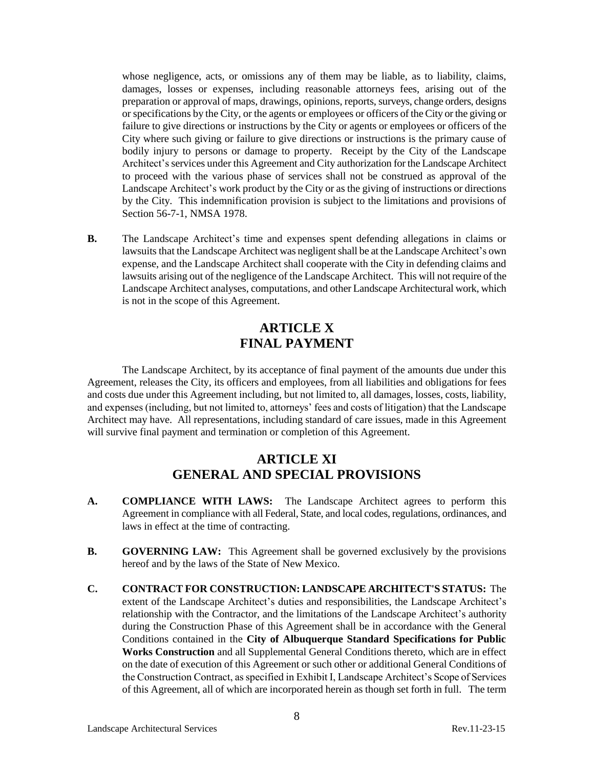whose negligence, acts, or omissions any of them may be liable, as to liability, claims, damages, losses or expenses, including reasonable attorneys fees, arising out of the preparation or approval of maps, drawings, opinions, reports, surveys, change orders, designs or specifications by the City, or the agents or employees or officers of the City or the giving or failure to give directions or instructions by the City or agents or employees or officers of the City where such giving or failure to give directions or instructions is the primary cause of bodily injury to persons or damage to property. Receipt by the City of the Landscape Architect's services under this Agreement and City authorization for the Landscape Architect to proceed with the various phase of services shall not be construed as approval of the Landscape Architect's work product by the City or as the giving of instructions or directions by the City. This indemnification provision is subject to the limitations and provisions of Section 56-7-1, NMSA 1978.

**B.** The Landscape Architect's time and expenses spent defending allegations in claims or lawsuits that the Landscape Architect was negligent shall be at the Landscape Architect's own expense, and the Landscape Architect shall cooperate with the City in defending claims and lawsuits arising out of the negligence of the Landscape Architect. This will not require of the Landscape Architect analyses, computations, and other Landscape Architectural work, which is not in the scope of this Agreement.

## ARTICLE X
## FINAL PAYMENT

The Landscape Architect, by its acceptance of final payment of the amounts due under this Agreement, releases the City, its officers and employees, from all liabilities and obligations for fees and costs due under this Agreement including, but not limited to, all damages, losses, costs, liability, and expenses (including, but not limited to, attorneys' fees and costs of litigation) that the Landscape Architect may have. All representations, including standard of care issues, made in this Agreement will survive final payment and termination or completion of this Agreement.

## ARTICLE XI
## GENERAL AND SPECIAL PROVISIONS

**A. COMPLIANCE WITH LAWS:** The Landscape Architect agrees to perform this Agreement in compliance with all Federal, State, and local codes, regulations, ordinances, and laws in effect at the time of contracting.

**B. GOVERNING LAW:** This Agreement shall be governed exclusively by the provisions hereof and by the laws of the State of New Mexico.

**C. CONTRACT FOR CONSTRUCTION: LANDSCAPE ARCHITECT'S STATUS:** The extent of the Landscape Architect's duties and responsibilities, the Landscape Architect's relationship with the Contractor, and the limitations of the Landscape Architect's authority during the Construction Phase of this Agreement shall be in accordance with the General Conditions contained in the **City of Albuquerque Standard Specifications for Public Works Construction** and all Supplemental General Conditions thereto, which are in effect on the date of execution of this Agreement or such other or additional General Conditions of the Construction Contract, as specified in Exhibit I, Landscape Architect's Scope of Services of this Agreement, all of which are incorporated herein as though set forth in full. The term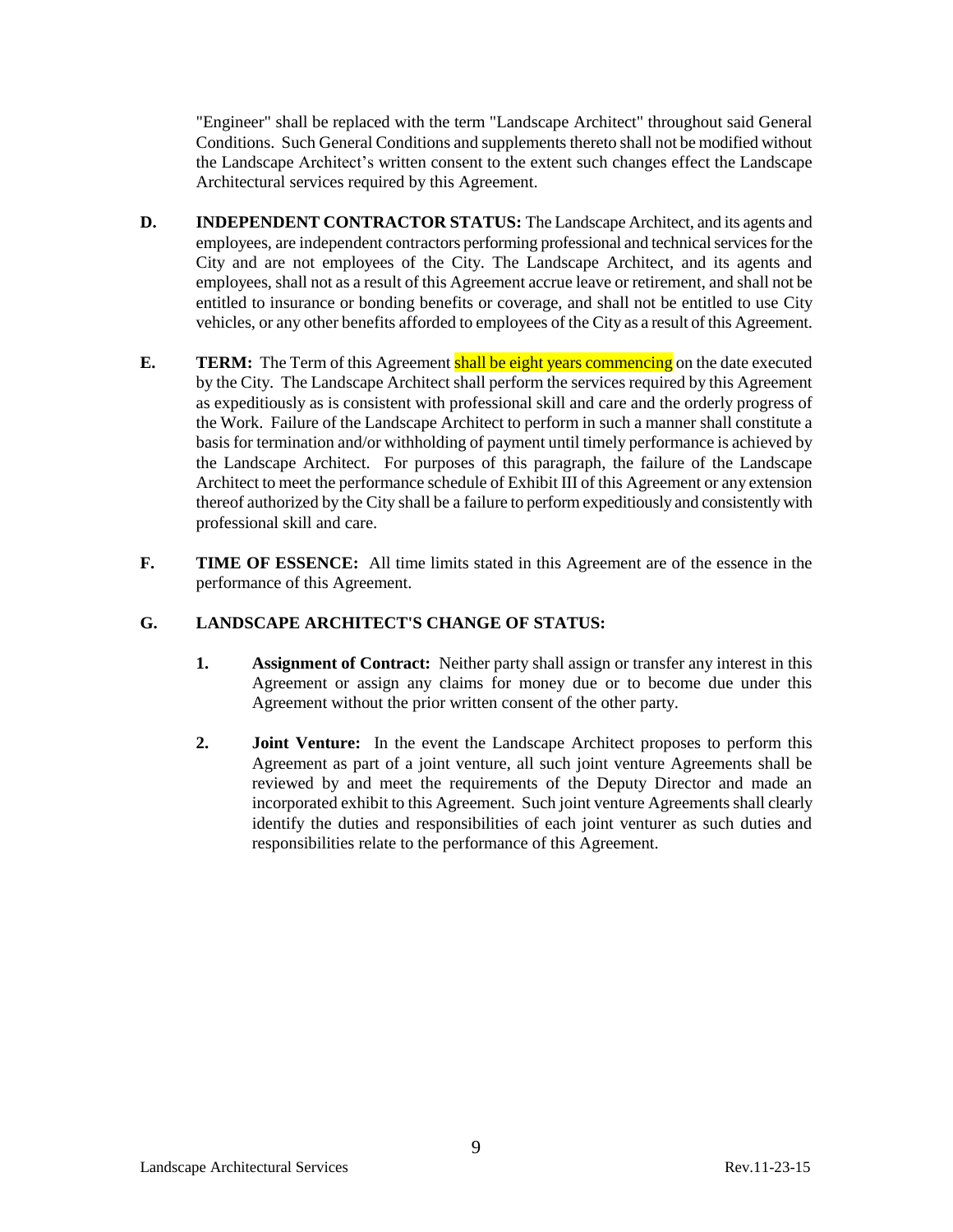"Engineer" shall be replaced with the term "Landscape Architect" throughout said General Conditions. Such General Conditions and supplements thereto shall not be modified without the Landscape Architect's written consent to the extent such changes effect the Landscape Architectural services required by this Agreement.

**D. INDEPENDENT CONTRACTOR STATUS:** The Landscape Architect, and its agents and employees, are independent contractors performing professional and technical services for the City and are not employees of the City. The Landscape Architect, and its agents and employees, shall not as a result of this Agreement accrue leave or retirement, and shall not be entitled to insurance or bonding benefits or coverage, and shall not be entitled to use City vehicles, or any other benefits afforded to employees of the City as a result of this Agreement.

**E. TERM:** The Term of this Agreement shall be eight years commencing on the date executed by the City. The Landscape Architect shall perform the services required by this Agreement as expeditiously as is consistent with professional skill and care and the orderly progress of the Work. Failure of the Landscape Architect to perform in such a manner shall constitute a basis for termination and/or withholding of payment until timely performance is achieved by the Landscape Architect. For purposes of this paragraph, the failure of the Landscape Architect to meet the performance schedule of Exhibit III of this Agreement or any extension thereof authorized by the City shall be a failure to perform expeditiously and consistently with professional skill and care.

**F. TIME OF ESSENCE:** All time limits stated in this Agreement are of the essence in the performance of this Agreement.

**G. LANDSCAPE ARCHITECT'S CHANGE OF STATUS:**

1. **Assignment of Contract:** Neither party shall assign or transfer any interest in this Agreement or assign any claims for money due or to become due under this Agreement without the prior written consent of the other party.

2. **Joint Venture:** In the event the Landscape Architect proposes to perform this Agreement as part of a joint venture, all such joint venture Agreements shall be reviewed by and meet the requirements of the Deputy Director and made an incorporated exhibit to this Agreement. Such joint venture Agreements shall clearly identify the duties and responsibilities of each joint venturer as such duties and responsibilities relate to the performance of this Agreement.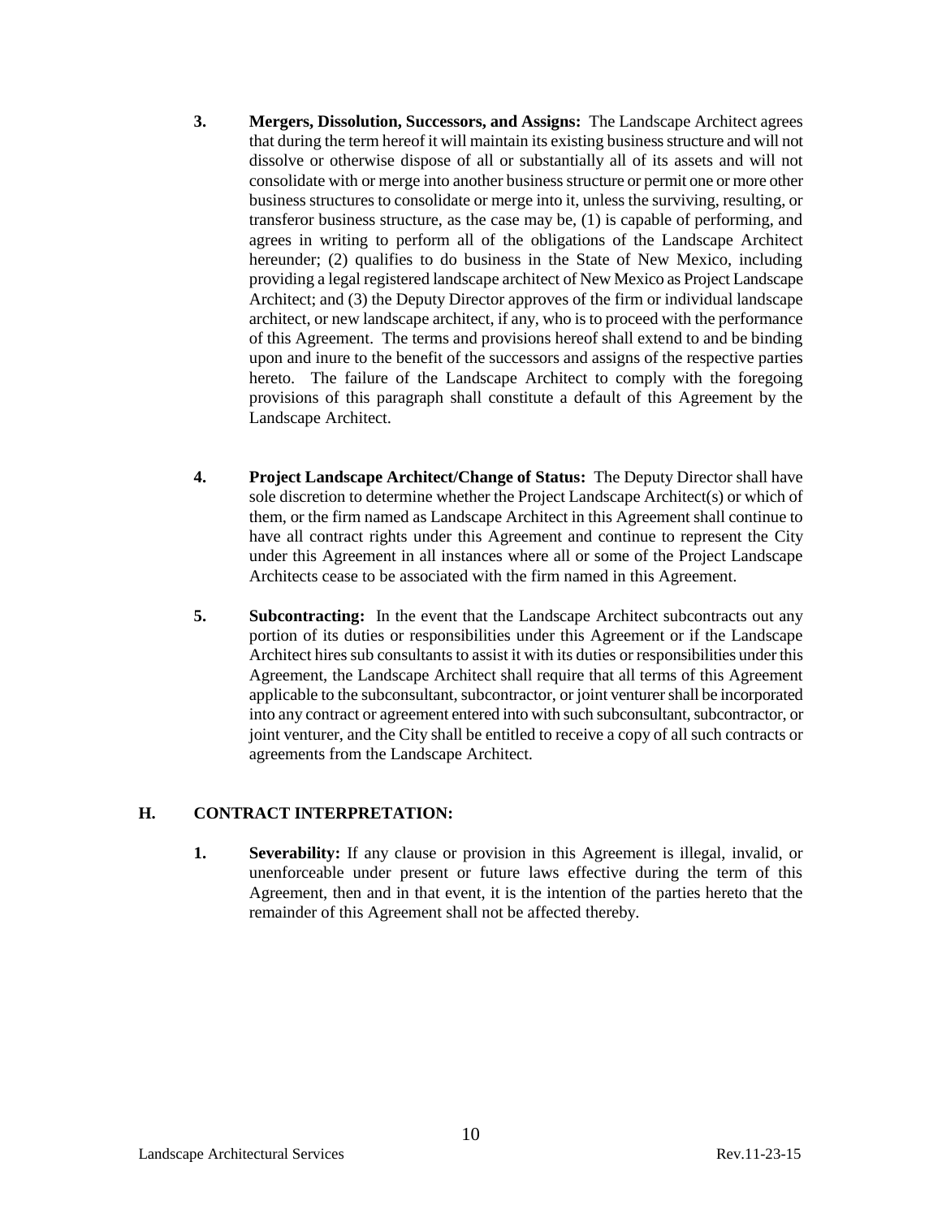3. **Mergers, Dissolution, Successors, and Assigns:** The Landscape Architect agrees that during the term hereof it will maintain its existing business structure and will not dissolve or otherwise dispose of all or substantially all of its assets and will not consolidate with or merge into another business structure or permit one or more other business structures to consolidate or merge into it, unless the surviving, resulting, or transferor business structure, as the case may be, (1) is capable of performing, and agrees in writing to perform all of the obligations of the Landscape Architect hereunder; (2) qualifies to do business in the State of New Mexico, including providing a legal registered landscape architect of New Mexico as Project Landscape Architect; and (3) the Deputy Director approves of the firm or individual landscape architect, or new landscape architect, if any, who is to proceed with the performance of this Agreement. The terms and provisions hereof shall extend to and be binding upon and inure to the benefit of the successors and assigns of the respective parties hereto. The failure of the Landscape Architect to comply with the foregoing provisions of this paragraph shall constitute a default of this Agreement by the Landscape Architect.

4. **Project Landscape Architect/Change of Status:** The Deputy Director shall have sole discretion to determine whether the Project Landscape Architect(s) or which of them, or the firm named as Landscape Architect in this Agreement shall continue to have all contract rights under this Agreement and continue to represent the City under this Agreement in all instances where all or some of the Project Landscape Architects cease to be associated with the firm named in this Agreement.

5. **Subcontracting:** In the event that the Landscape Architect subcontracts out any portion of its duties or responsibilities under this Agreement or if the Landscape Architect hires sub consultants to assist it with its duties or responsibilities under this Agreement, the Landscape Architect shall require that all terms of this Agreement applicable to the subconsultant, subcontractor, or joint venturer shall be incorporated into any contract or agreement entered into with such subconsultant, subcontractor, or joint venturer, and the City shall be entitled to receive a copy of all such contracts or agreements from the Landscape Architect.

## H. CONTRACT INTERPRETATION:

1. **Severability:** If any clause or provision in this Agreement is illegal, invalid, or unenforceable under present or future laws effective during the term of this Agreement, then and in that event, it is the intention of the parties hereto that the remainder of this Agreement shall not be affected thereby.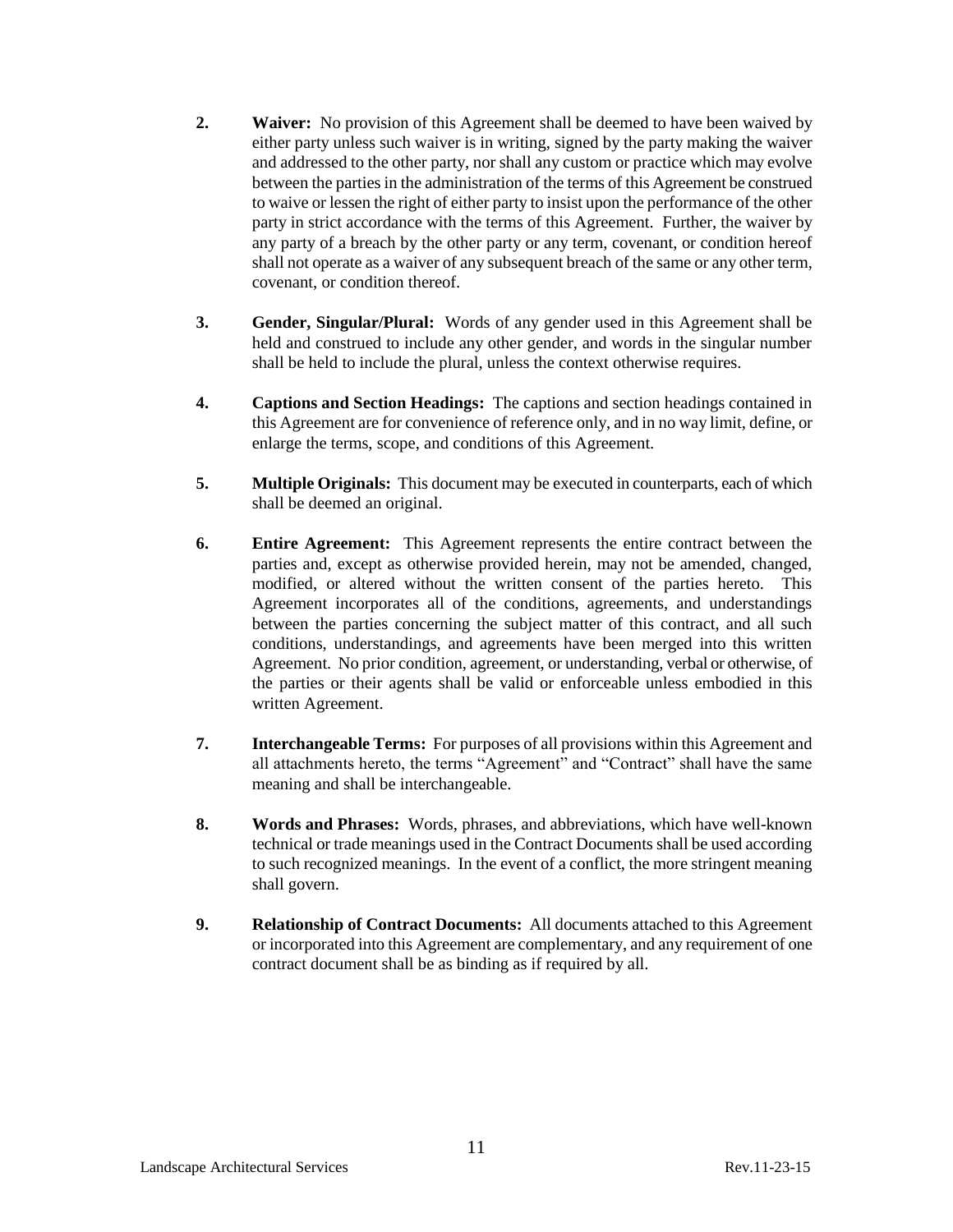2. **Waiver:** No provision of this Agreement shall be deemed to have been waived by either party unless such waiver is in writing, signed by the party making the waiver and addressed to the other party, nor shall any custom or practice which may evolve between the parties in the administration of the terms of this Agreement be construed to waive or lessen the right of either party to insist upon the performance of the other party in strict accordance with the terms of this Agreement. Further, the waiver by any party of a breach by the other party or any term, covenant, or condition hereof shall not operate as a waiver of any subsequent breach of the same or any other term, covenant, or condition thereof.

3. **Gender, Singular/Plural:** Words of any gender used in this Agreement shall be held and construed to include any other gender, and words in the singular number shall be held to include the plural, unless the context otherwise requires.

4. **Captions and Section Headings:** The captions and section headings contained in this Agreement are for convenience of reference only, and in no way limit, define, or enlarge the terms, scope, and conditions of this Agreement.

5. **Multiple Originals:** This document may be executed in counterparts, each of which shall be deemed an original.

6. **Entire Agreement:** This Agreement represents the entire contract between the parties and, except as otherwise provided herein, may not be amended, changed, modified, or altered without the written consent of the parties hereto. This Agreement incorporates all of the conditions, agreements, and understandings between the parties concerning the subject matter of this contract, and all such conditions, understandings, and agreements have been merged into this written Agreement. No prior condition, agreement, or understanding, verbal or otherwise, of the parties or their agents shall be valid or enforceable unless embodied in this written Agreement.

7. **Interchangeable Terms:** For purposes of all provisions within this Agreement and all attachments hereto, the terms "Agreement" and "Contract" shall have the same meaning and shall be interchangeable.

8. **Words and Phrases:** Words, phrases, and abbreviations, which have well-known technical or trade meanings used in the Contract Documents shall be used according to such recognized meanings. In the event of a conflict, the more stringent meaning shall govern.

9. **Relationship of Contract Documents:** All documents attached to this Agreement or incorporated into this Agreement are complementary, and any requirement of one contract document shall be as binding as if required by all.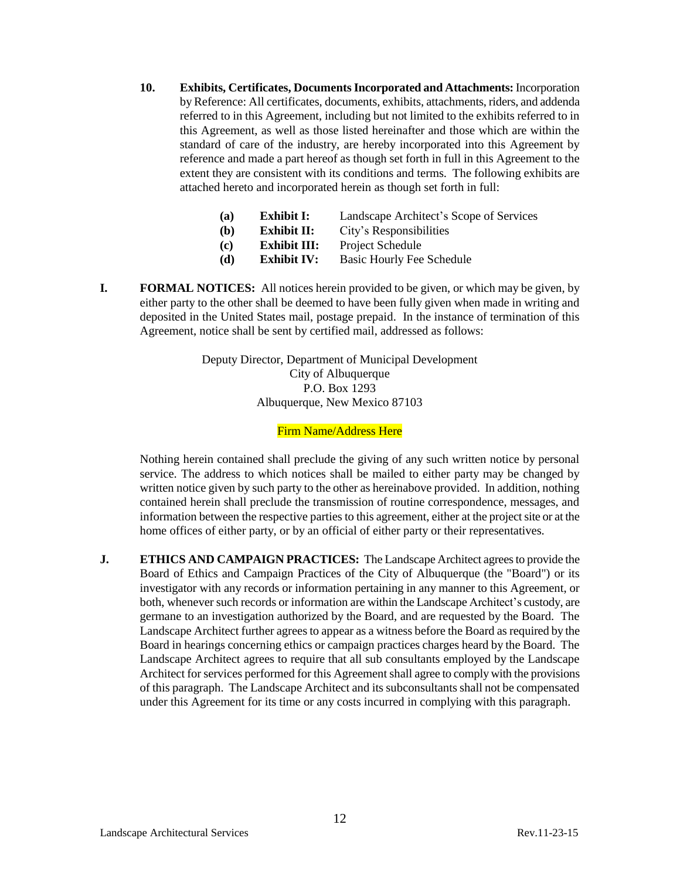**10. Exhibits, Certificates, Documents Incorporated and Attachments:** Incorporation by Reference: All certificates, documents, exhibits, attachments, riders, and addenda referred to in this Agreement, including but not limited to the exhibits referred to in this Agreement, as well as those listed hereinafter and those which are within the standard of care of the industry, are hereby incorporated into this Agreement by reference and made a part hereof as though set forth in full in this Agreement to the extent they are consistent with its conditions and terms. The following exhibits are attached hereto and incorporated herein as though set forth in full:

- **(a)** **Exhibit I:** Landscape Architect's Scope of Services
- **(b)** **Exhibit II:** City's Responsibilities
- **(c)** **Exhibit III:** Project Schedule
- **(d)** **Exhibit IV:** Basic Hourly Fee Schedule

**I. FORMAL NOTICES:** All notices herein provided to be given, or which may be given, by either party to the other shall be deemed to have been fully given when made in writing and deposited in the United States mail, postage prepaid. In the instance of termination of this Agreement, notice shall be sent by certified mail, addressed as follows:

Deputy Director, Department of Municipal Development
City of Albuquerque
P.O. Box 1293
Albuquerque, New Mexico 87103

Firm Name/Address Here

Nothing herein contained shall preclude the giving of any such written notice by personal service. The address to which notices shall be mailed to either party may be changed by written notice given by such party to the other as hereinabove provided. In addition, nothing contained herein shall preclude the transmission of routine correspondence, messages, and information between the respective parties to this agreement, either at the project site or at the home offices of either party, or by an official of either party or their representatives.

**J. ETHICS AND CAMPAIGN PRACTICES:** The Landscape Architect agrees to provide the Board of Ethics and Campaign Practices of the City of Albuquerque (the "Board") or its investigator with any records or information pertaining in any manner to this Agreement, or both, whenever such records or information are within the Landscape Architect's custody, are germane to an investigation authorized by the Board, and are requested by the Board. The Landscape Architect further agrees to appear as a witness before the Board as required by the Board in hearings concerning ethics or campaign practices charges heard by the Board. The Landscape Architect agrees to require that all sub consultants employed by the Landscape Architect for services performed for this Agreement shall agree to comply with the provisions of this paragraph. The Landscape Architect and its subconsultants shall not be compensated under this Agreement for its time or any costs incurred in complying with this paragraph.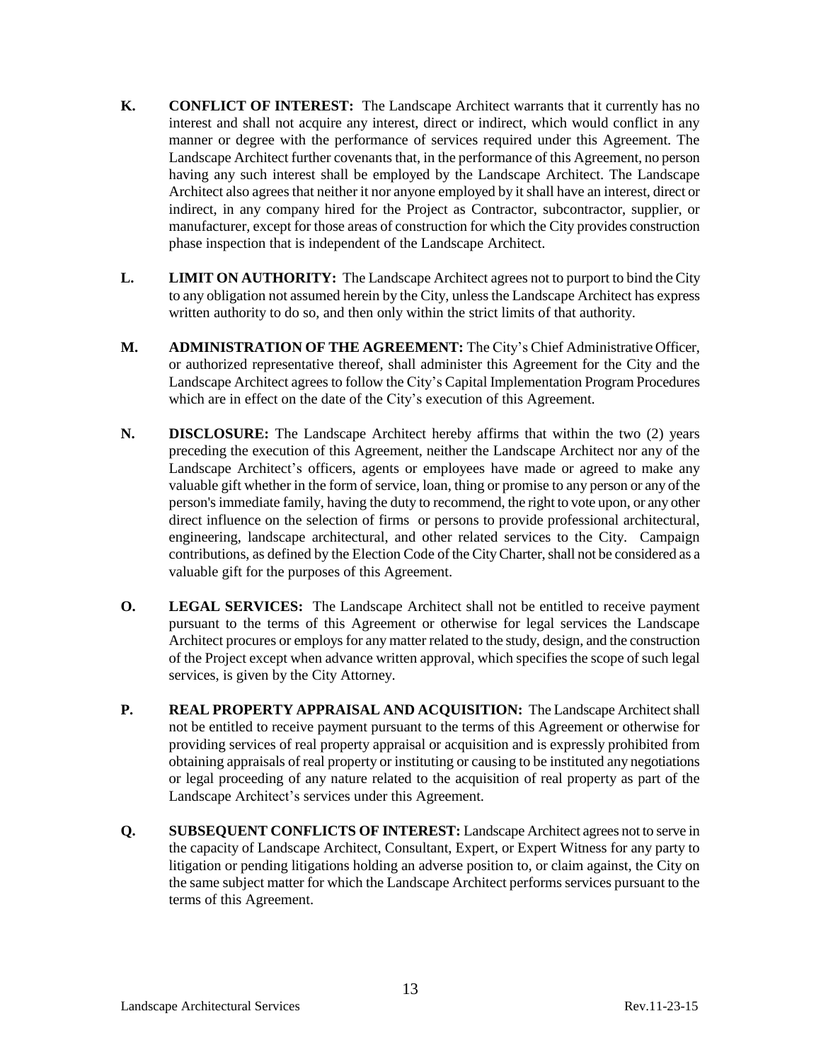**K. CONFLICT OF INTEREST:** The Landscape Architect warrants that it currently has no interest and shall not acquire any interest, direct or indirect, which would conflict in any manner or degree with the performance of services required under this Agreement. The Landscape Architect further covenants that, in the performance of this Agreement, no person having any such interest shall be employed by the Landscape Architect. The Landscape Architect also agrees that neither it nor anyone employed by it shall have an interest, direct or indirect, in any company hired for the Project as Contractor, subcontractor, supplier, or manufacturer, except for those areas of construction for which the City provides construction phase inspection that is independent of the Landscape Architect.

**L. LIMIT ON AUTHORITY:** The Landscape Architect agrees not to purport to bind the City to any obligation not assumed herein by the City, unless the Landscape Architect has express written authority to do so, and then only within the strict limits of that authority.

**M. ADMINISTRATION OF THE AGREEMENT:** The City's Chief Administrative Officer, or authorized representative thereof, shall administer this Agreement for the City and the Landscape Architect agrees to follow the City's Capital Implementation Program Procedures which are in effect on the date of the City's execution of this Agreement.

**N. DISCLOSURE:** The Landscape Architect hereby affirms that within the two (2) years preceding the execution of this Agreement, neither the Landscape Architect nor any of the Landscape Architect's officers, agents or employees have made or agreed to make any valuable gift whether in the form of service, loan, thing or promise to any person or any of the person's immediate family, having the duty to recommend, the right to vote upon, or any other direct influence on the selection of firms or persons to provide professional architectural, engineering, landscape architectural, and other related services to the City. Campaign contributions, as defined by the Election Code of the City Charter, shall not be considered as a valuable gift for the purposes of this Agreement.

**O. LEGAL SERVICES:** The Landscape Architect shall not be entitled to receive payment pursuant to the terms of this Agreement or otherwise for legal services the Landscape Architect procures or employs for any matter related to the study, design, and the construction of the Project except when advance written approval, which specifies the scope of such legal services, is given by the City Attorney.

**P. REAL PROPERTY APPRAISAL AND ACQUISITION:** The Landscape Architect shall not be entitled to receive payment pursuant to the terms of this Agreement or otherwise for providing services of real property appraisal or acquisition and is expressly prohibited from obtaining appraisals of real property or instituting or causing to be instituted any negotiations or legal proceeding of any nature related to the acquisition of real property as part of the Landscape Architect's services under this Agreement.

**Q. SUBSEQUENT CONFLICTS OF INTEREST:** Landscape Architect agrees not to serve in the capacity of Landscape Architect, Consultant, Expert, or Expert Witness for any party to litigation or pending litigations holding an adverse position to, or claim against, the City on the same subject matter for which the Landscape Architect performs services pursuant to the terms of this Agreement.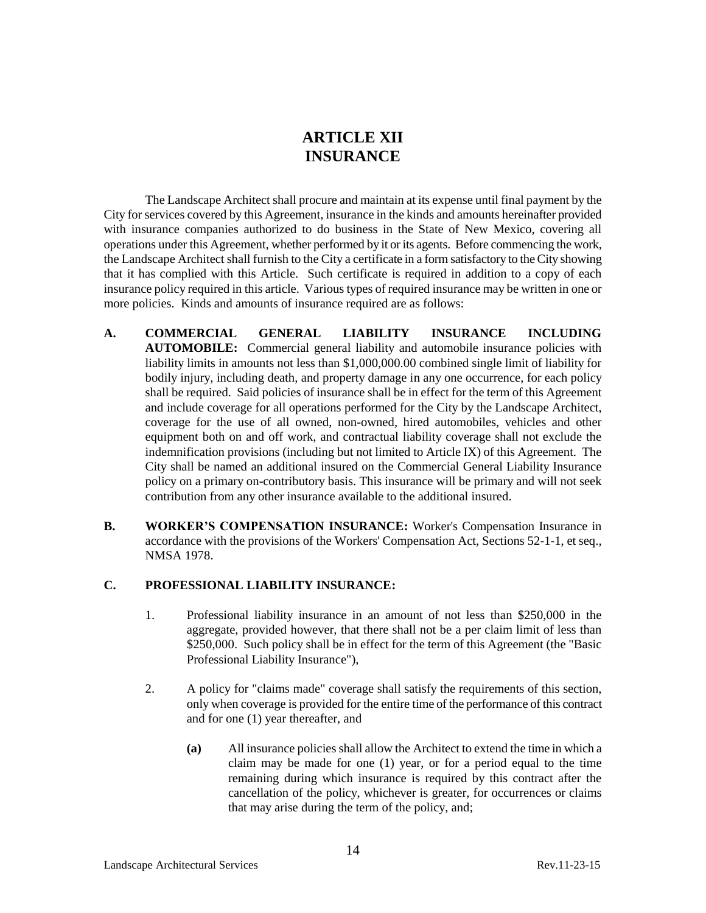# ARTICLE XII
# INSURANCE

The Landscape Architect shall procure and maintain at its expense until final payment by the City for services covered by this Agreement, insurance in the kinds and amounts hereinafter provided with insurance companies authorized to do business in the State of New Mexico, covering all operations under this Agreement, whether performed by it or its agents. Before commencing the work, the Landscape Architect shall furnish to the City a certificate in a form satisfactory to the City showing that it has complied with this Article. Such certificate is required in addition to a copy of each insurance policy required in this article. Various types of required insurance may be written in one or more policies. Kinds and amounts of insurance required are as follows:

**A. COMMERCIAL GENERAL LIABILITY INSURANCE INCLUDING AUTOMOBILE:** Commercial general liability and automobile insurance policies with liability limits in amounts not less than $1,000,000.00 combined single limit of liability for bodily injury, including death, and property damage in any one occurrence, for each policy shall be required. Said policies of insurance shall be in effect for the term of this Agreement and include coverage for all operations performed for the City by the Landscape Architect, coverage for the use of all owned, non-owned, hired automobiles, vehicles and other equipment both on and off work, and contractual liability coverage shall not exclude the indemnification provisions (including but not limited to Article IX) of this Agreement. The City shall be named an additional insured on the Commercial General Liability Insurance policy on a primary on-contributory basis. This insurance will be primary and will not seek contribution from any other insurance available to the additional insured.

**B. WORKER'S COMPENSATION INSURANCE:** Worker's Compensation Insurance in accordance with the provisions of the Workers' Compensation Act, Sections 52-1-1, et seq., NMSA 1978.

**C. PROFESSIONAL LIABILITY INSURANCE:**

1. Professional liability insurance in an amount of not less than $250,000 in the aggregate, provided however, that there shall not be a per claim limit of less than $250,000. Such policy shall be in effect for the term of this Agreement (the "Basic Professional Liability Insurance"),

2. A policy for "claims made" coverage shall satisfy the requirements of this section, only when coverage is provided for the entire time of the performance of this contract and for one (1) year thereafter, and

   **(a)** All insurance policies shall allow the Architect to extend the time in which a claim may be made for one (1) year, or for a period equal to the time remaining during which insurance is required by this contract after the cancellation of the policy, whichever is greater, for occurrences or claims that may arise during the term of the policy, and;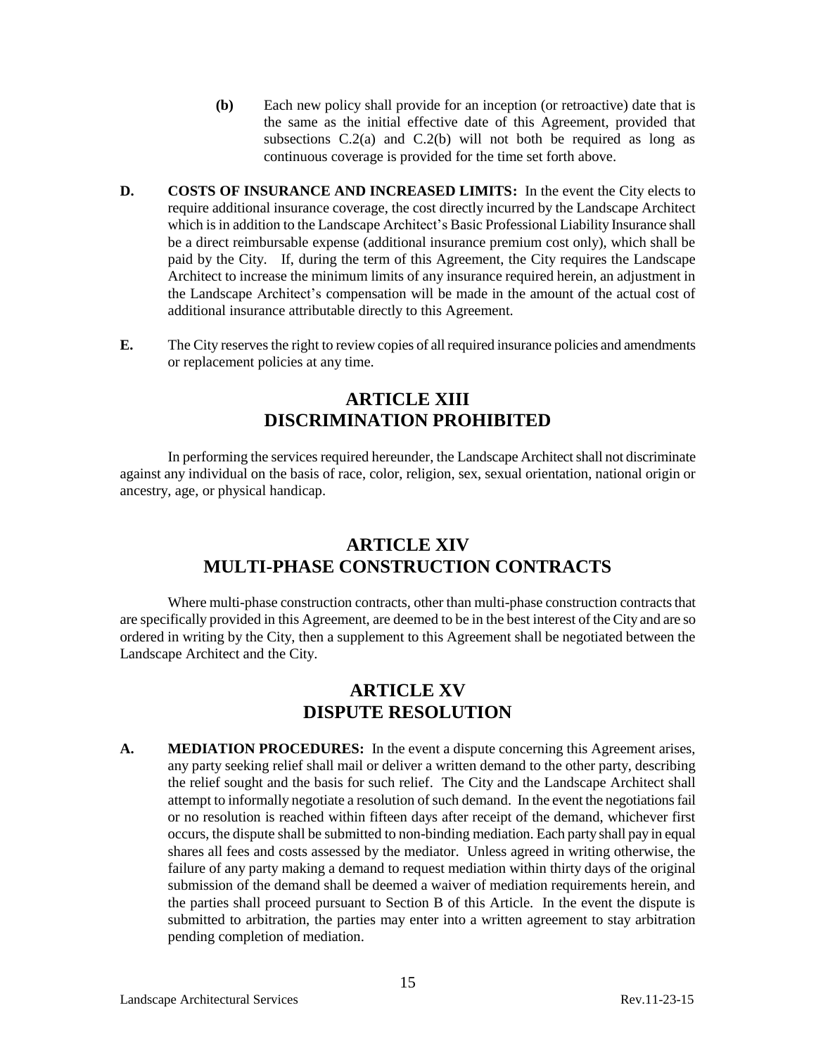**(b)** Each new policy shall provide for an inception (or retroactive) date that is the same as the initial effective date of this Agreement, provided that subsections C.2(a) and C.2(b) will not both be required as long as continuous coverage is provided for the time set forth above.

**D. COSTS OF INSURANCE AND INCREASED LIMITS:** In the event the City elects to require additional insurance coverage, the cost directly incurred by the Landscape Architect which is in addition to the Landscape Architect's Basic Professional Liability Insurance shall be a direct reimbursable expense (additional insurance premium cost only), which shall be paid by the City. If, during the term of this Agreement, the City requires the Landscape Architect to increase the minimum limits of any insurance required herein, an adjustment in the Landscape Architect's compensation will be made in the amount of the actual cost of additional insurance attributable directly to this Agreement.

**E.** The City reserves the right to review copies of all required insurance policies and amendments or replacement policies at any time.

## ARTICLE XIII
## DISCRIMINATION PROHIBITED

In performing the services required hereunder, the Landscape Architect shall not discriminate against any individual on the basis of race, color, religion, sex, sexual orientation, national origin or ancestry, age, or physical handicap.

## ARTICLE XIV
## MULTI-PHASE CONSTRUCTION CONTRACTS

Where multi-phase construction contracts, other than multi-phase construction contracts that are specifically provided in this Agreement, are deemed to be in the best interest of the City and are so ordered in writing by the City, then a supplement to this Agreement shall be negotiated between the Landscape Architect and the City.

## ARTICLE XV
## DISPUTE RESOLUTION

**A. MEDIATION PROCEDURES:** In the event a dispute concerning this Agreement arises, any party seeking relief shall mail or deliver a written demand to the other party, describing the relief sought and the basis for such relief. The City and the Landscape Architect shall attempt to informally negotiate a resolution of such demand. In the event the negotiations fail or no resolution is reached within fifteen days after receipt of the demand, whichever first occurs, the dispute shall be submitted to non-binding mediation. Each party shall pay in equal shares all fees and costs assessed by the mediator. Unless agreed in writing otherwise, the failure of any party making a demand to request mediation within thirty days of the original submission of the demand shall be deemed a waiver of mediation requirements herein, and the parties shall proceed pursuant to Section B of this Article. In the event the dispute is submitted to arbitration, the parties may enter into a written agreement to stay arbitration pending completion of mediation.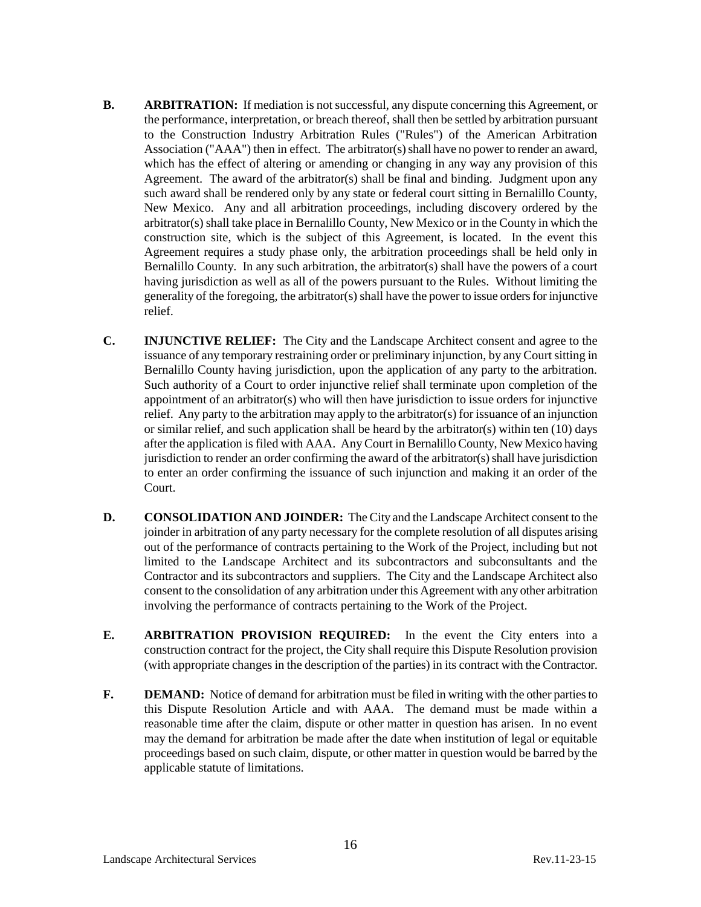**B. ARBITRATION:** If mediation is not successful, any dispute concerning this Agreement, or the performance, interpretation, or breach thereof, shall then be settled by arbitration pursuant to the Construction Industry Arbitration Rules ("Rules") of the American Arbitration Association ("AAA") then in effect. The arbitrator(s) shall have no power to render an award, which has the effect of altering or amending or changing in any way any provision of this Agreement. The award of the arbitrator(s) shall be final and binding. Judgment upon any such award shall be rendered only by any state or federal court sitting in Bernalillo County, New Mexico. Any and all arbitration proceedings, including discovery ordered by the arbitrator(s) shall take place in Bernalillo County, New Mexico or in the County in which the construction site, which is the subject of this Agreement, is located. In the event this Agreement requires a study phase only, the arbitration proceedings shall be held only in Bernalillo County. In any such arbitration, the arbitrator(s) shall have the powers of a court having jurisdiction as well as all of the powers pursuant to the Rules. Without limiting the generality of the foregoing, the arbitrator(s) shall have the power to issue orders for injunctive relief.

**C. INJUNCTIVE RELIEF:** The City and the Landscape Architect consent and agree to the issuance of any temporary restraining order or preliminary injunction, by any Court sitting in Bernalillo County having jurisdiction, upon the application of any party to the arbitration. Such authority of a Court to order injunctive relief shall terminate upon completion of the appointment of an arbitrator(s) who will then have jurisdiction to issue orders for injunctive relief. Any party to the arbitration may apply to the arbitrator(s) for issuance of an injunction or similar relief, and such application shall be heard by the arbitrator(s) within ten (10) days after the application is filed with AAA. Any Court in Bernalillo County, New Mexico having jurisdiction to render an order confirming the award of the arbitrator(s) shall have jurisdiction to enter an order confirming the issuance of such injunction and making it an order of the Court.

**D. CONSOLIDATION AND JOINDER:** The City and the Landscape Architect consent to the joinder in arbitration of any party necessary for the complete resolution of all disputes arising out of the performance of contracts pertaining to the Work of the Project, including but not limited to the Landscape Architect and its subcontractors and subconsultants and the Contractor and its subcontractors and suppliers. The City and the Landscape Architect also consent to the consolidation of any arbitration under this Agreement with any other arbitration involving the performance of contracts pertaining to the Work of the Project.

**E. ARBITRATION PROVISION REQUIRED:** In the event the City enters into a construction contract for the project, the City shall require this Dispute Resolution provision (with appropriate changes in the description of the parties) in its contract with the Contractor.

**F. DEMAND:** Notice of demand for arbitration must be filed in writing with the other parties to this Dispute Resolution Article and with AAA. The demand must be made within a reasonable time after the claim, dispute or other matter in question has arisen. In no event may the demand for arbitration be made after the date when institution of legal or equitable proceedings based on such claim, dispute, or other matter in question would be barred by the applicable statute of limitations.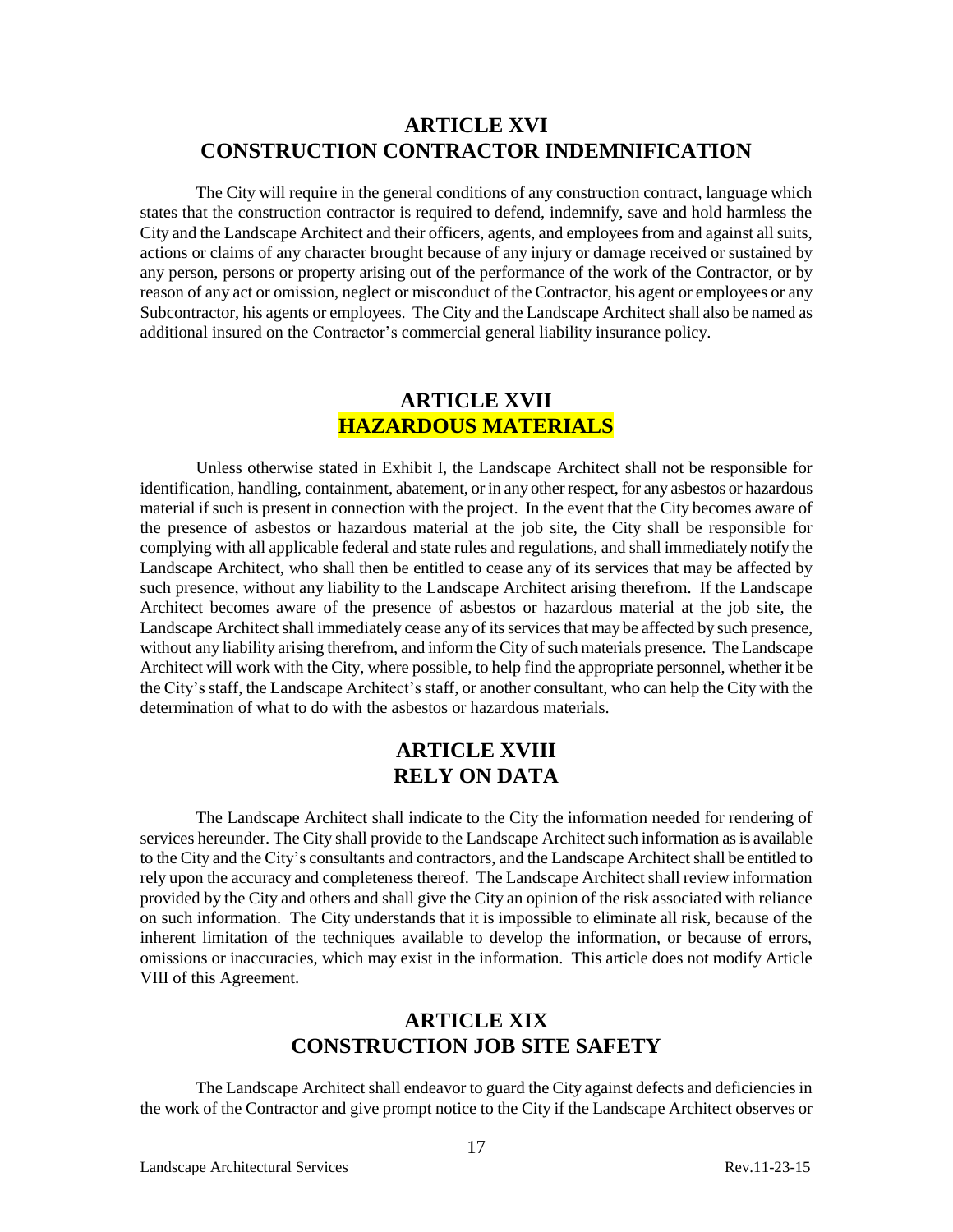## ARTICLE XVI
## CONSTRUCTION CONTRACTOR INDEMNIFICATION

The City will require in the general conditions of any construction contract, language which states that the construction contractor is required to defend, indemnify, save and hold harmless the City and the Landscape Architect and their officers, agents, and employees from and against all suits, actions or claims of any character brought because of any injury or damage received or sustained by any person, persons or property arising out of the performance of the work of the Contractor, or by reason of any act or omission, neglect or misconduct of the Contractor, his agent or employees or any Subcontractor, his agents or employees. The City and the Landscape Architect shall also be named as additional insured on the Contractor's commercial general liability insurance policy.

## ARTICLE XVII
## HAZARDOUS MATERIALS

Unless otherwise stated in Exhibit I, the Landscape Architect shall not be responsible for identification, handling, containment, abatement, or in any other respect, for any asbestos or hazardous material if such is present in connection with the project. In the event that the City becomes aware of the presence of asbestos or hazardous material at the job site, the City shall be responsible for complying with all applicable federal and state rules and regulations, and shall immediately notify the Landscape Architect, who shall then be entitled to cease any of its services that may be affected by such presence, without any liability to the Landscape Architect arising therefrom. If the Landscape Architect becomes aware of the presence of asbestos or hazardous material at the job site, the Landscape Architect shall immediately cease any of its services that may be affected by such presence, without any liability arising therefrom, and inform the City of such materials presence. The Landscape Architect will work with the City, where possible, to help find the appropriate personnel, whether it be the City's staff, the Landscape Architect's staff, or another consultant, who can help the City with the determination of what to do with the asbestos or hazardous materials.

## ARTICLE XVIII
## RELY ON DATA

The Landscape Architect shall indicate to the City the information needed for rendering of services hereunder. The City shall provide to the Landscape Architect such information as is available to the City and the City's consultants and contractors, and the Landscape Architect shall be entitled to rely upon the accuracy and completeness thereof. The Landscape Architect shall review information provided by the City and others and shall give the City an opinion of the risk associated with reliance on such information. The City understands that it is impossible to eliminate all risk, because of the inherent limitation of the techniques available to develop the information, or because of errors, omissions or inaccuracies, which may exist in the information. This article does not modify Article VIII of this Agreement.

## ARTICLE XIX
## CONSTRUCTION JOB SITE SAFETY

The Landscape Architect shall endeavor to guard the City against defects and deficiencies in the work of the Contractor and give prompt notice to the City if the Landscape Architect observes or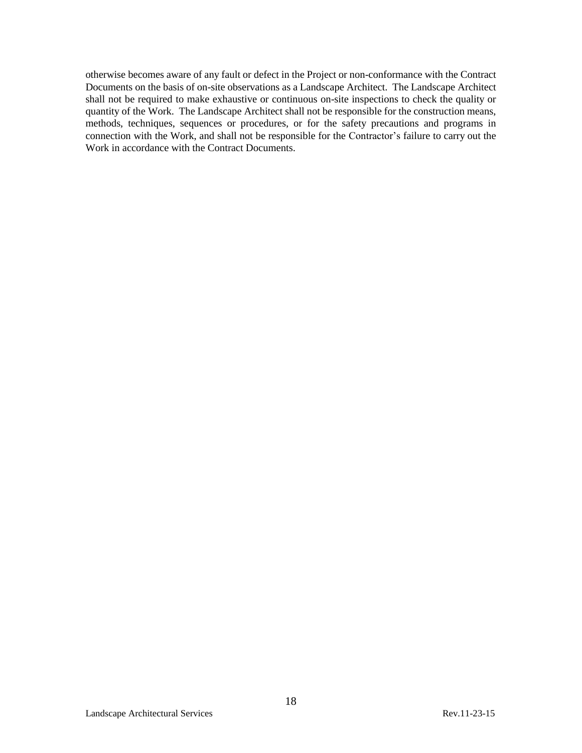otherwise becomes aware of any fault or defect in the Project or non-conformance with the Contract Documents on the basis of on-site observations as a Landscape Architect. The Landscape Architect shall not be required to make exhaustive or continuous on-site inspections to check the quality or quantity of the Work. The Landscape Architect shall not be responsible for the construction means, methods, techniques, sequences or procedures, or for the safety precautions and programs in connection with the Work, and shall not be responsible for the Contractor's failure to carry out the Work in accordance with the Contract Documents.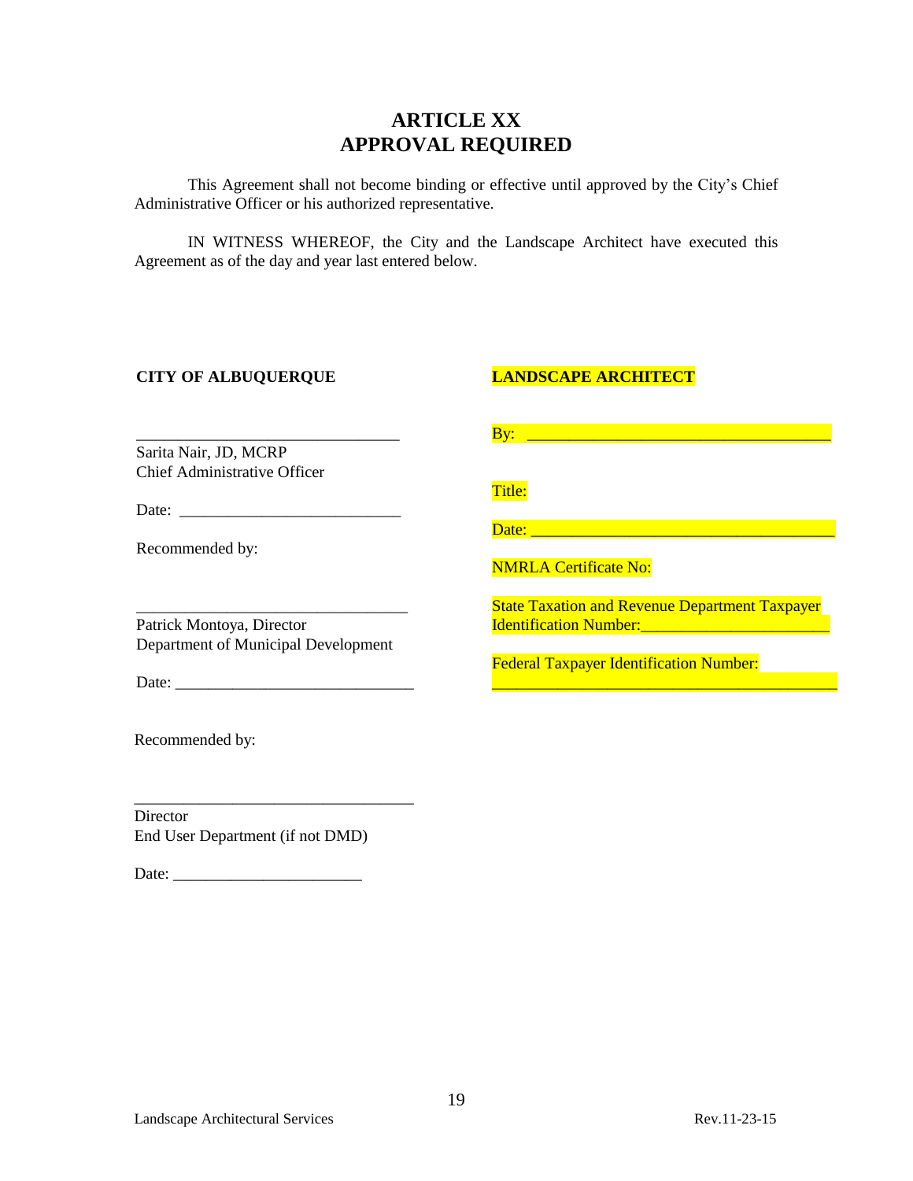# ARTICLE XX
# APPROVAL REQUIRED

This Agreement shall not become binding or effective until approved by the City's Chief Administrative Officer or his authorized representative.

IN WITNESS WHEREOF, the City and the Landscape Architect have executed this Agreement as of the day and year last entered below.

**CITY OF ALBUQUERQUE**

_________________________________
Sarita Nair, JD, MCRP
Chief Administrative Officer

Date: ___________________________

Recommended by:

_________________________________
Patrick Montoya, Director
Department of Municipal Development

Date: _____________________________

Recommended by:

_________________________________
Director
End User Department (if not DMD)

Date: _______________________

**LANDSCAPE ARCHITECT**

By: ___________________________________

Title:

Date: ___________________________________

NMRLA Certificate No:

State Taxation and Revenue Department Taxpayer Identification Number:______________________

Federal Taxpayer Identification Number: _________________________________________